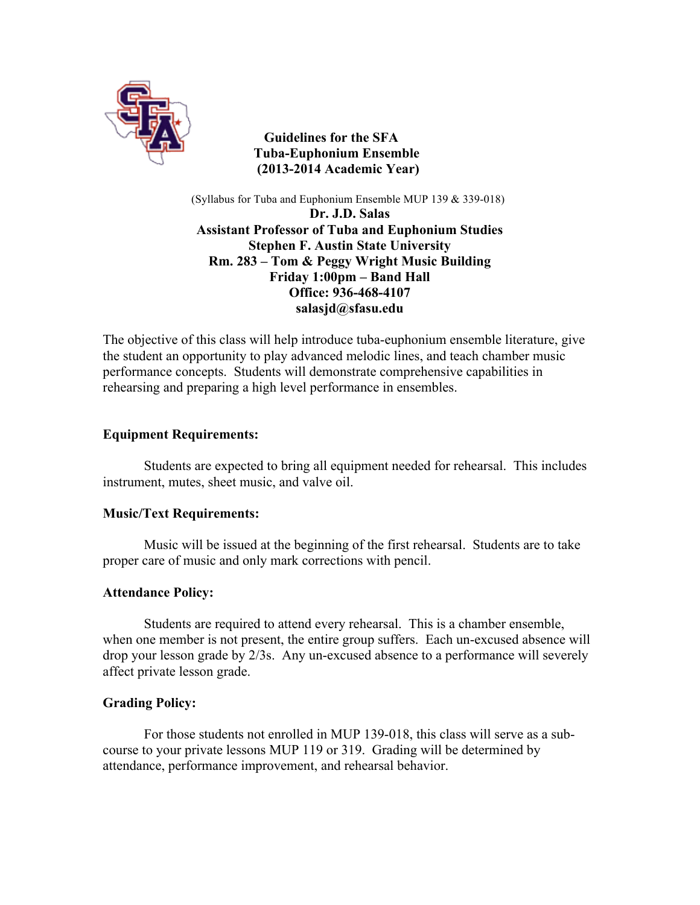# Guidelines for the SFA Tuba-Euphonium Ensemble (2013-2014 Academic Year)

(Syllabus for Tuba and Euphonium Ensemble MUP 139 & 339-018)

**Dr. J.D. Salas**
**Assistant Professor of Tuba and Euphonium Studies**
**Stephen F. Austin State University**
**Rm. 283 – Tom & Peggy Wright Music Building**
**Friday 1:00pm – Band Hall**
**Office: 936-468-4107**
**salasjd@sfasu.edu**

The objective of this class will help introduce tuba-euphonium ensemble literature, give the student an opportunity to play advanced melodic lines, and teach chamber music performance concepts. Students will demonstrate comprehensive capabilities in rehearsing and preparing a high level performance in ensembles.

### Equipment Requirements:

Students are expected to bring all equipment needed for rehearsal. This includes instrument, mutes, sheet music, and valve oil.

### Music/Text Requirements:

Music will be issued at the beginning of the first rehearsal. Students are to take proper care of music and only mark corrections with pencil.

### Attendance Policy:

Students are required to attend every rehearsal. This is a chamber ensemble, when one member is not present, the entire group suffers. Each un-excused absence will drop your lesson grade by 2/3s. Any un-excused absence to a performance will severely affect private lesson grade.

### Grading Policy:

For those students not enrolled in MUP 139-018, this class will serve as a sub-course to your private lessons MUP 119 or 319. Grading will be determined by attendance, performance improvement, and rehearsal behavior.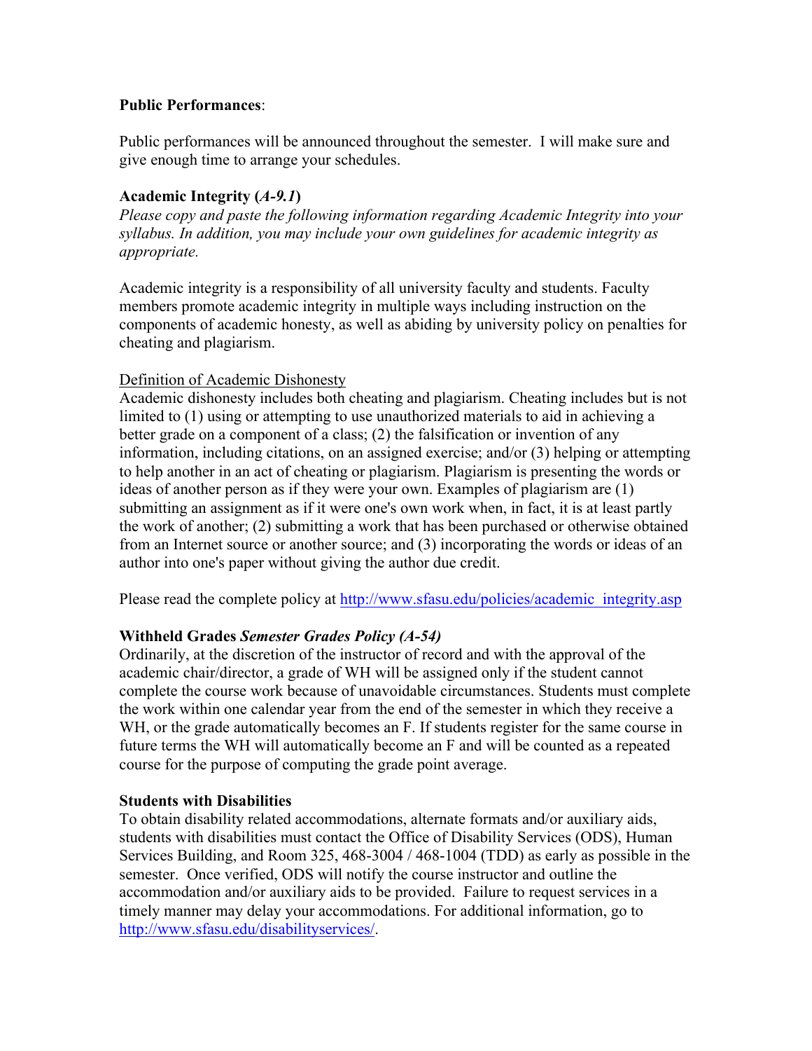**Public Performances**:

Public performances will be announced throughout the semester. I will make sure and give enough time to arrange your schedules.

**Academic Integrity (*A-9.1*)**

*Please copy and paste the following information regarding Academic Integrity into your syllabus. In addition, you may include your own guidelines for academic integrity as appropriate.*

Academic integrity is a responsibility of all university faculty and students. Faculty members promote academic integrity in multiple ways including instruction on the components of academic honesty, as well as abiding by university policy on penalties for cheating and plagiarism.

Definition of Academic Dishonesty

Academic dishonesty includes both cheating and plagiarism. Cheating includes but is not limited to (1) using or attempting to use unauthorized materials to aid in achieving a better grade on a component of a class; (2) the falsification or invention of any information, including citations, on an assigned exercise; and/or (3) helping or attempting to help another in an act of cheating or plagiarism. Plagiarism is presenting the words or ideas of another person as if they were your own. Examples of plagiarism are (1) submitting an assignment as if it were one's own work when, in fact, it is at least partly the work of another; (2) submitting a work that has been purchased or otherwise obtained from an Internet source or another source; and (3) incorporating the words or ideas of an author into one's paper without giving the author due credit.

Please read the complete policy at http://www.sfasu.edu/policies/academic_integrity.asp

**Withheld Grades *Semester Grades Policy (A-54)***

Ordinarily, at the discretion of the instructor of record and with the approval of the academic chair/director, a grade of WH will be assigned only if the student cannot complete the course work because of unavoidable circumstances. Students must complete the work within one calendar year from the end of the semester in which they receive a WH, or the grade automatically becomes an F. If students register for the same course in future terms the WH will automatically become an F and will be counted as a repeated course for the purpose of computing the grade point average.

**Students with Disabilities**

To obtain disability related accommodations, alternate formats and/or auxiliary aids, students with disabilities must contact the Office of Disability Services (ODS), Human Services Building, and Room 325, 468-3004 / 468-1004 (TDD) as early as possible in the semester. Once verified, ODS will notify the course instructor and outline the accommodation and/or auxiliary aids to be provided. Failure to request services in a timely manner may delay your accommodations. For additional information, go to http://www.sfasu.edu/disabilityservices/.